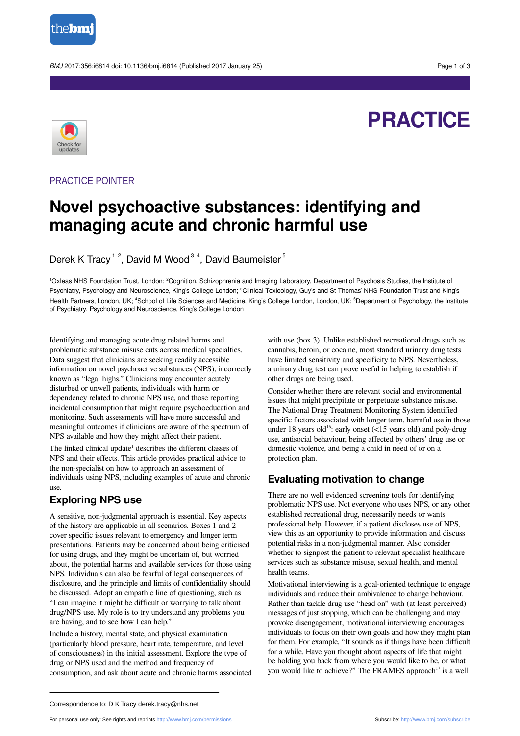# PRACTICE

PRACTICE POINTER

# Novel psychoactive substances: identifying and managing acute and chronic harmful use

Derek K Tracy [1,2], David M Wood [3,4], David Baumeister [5]

[1]Oxleas NHS Foundation Trust, London; [2]Cognition, Schizophrenia and Imaging Laboratory, Department of Psychosis Studies, the Institute of Psychiatry, Psychology and Neuroscience, King's College London; [3]Clinical Toxicology, Guy's and St Thomas' NHS Foundation Trust and King's Health Partners, London, UK; [4]School of Life Sciences and Medicine, King's College London, London, UK; [5]Department of Psychology, the Institute of Psychiatry, Psychology and Neuroscience, King's College London

Identifying and managing acute drug related harms and problematic substance misuse cuts across medical specialties. Data suggest that clinicians are seeking readily accessible information on novel psychoactive substances (NPS), incorrectly known as "legal highs." Clinicians may encounter acutely disturbed or unwell patients, individuals with harm or dependency related to chronic NPS use, and those reporting incidental consumption that might require psychoeducation and monitoring. Such assessments will have more successful and meaningful outcomes if clinicians are aware of the spectrum of NPS available and how they might affect their patient.

The linked clinical update[1] describes the different classes of NPS and their effects. This article provides practical advice to the non-specialist on how to approach an assessment of individuals using NPS, including examples of acute and chronic use.

## Exploring NPS use

A sensitive, non-judgmental approach is essential. Key aspects of the history are applicable in all scenarios. Boxes 1 and 2 cover specific issues relevant to emergency and longer term presentations. Patients may be concerned about being criticised for using drugs, and they might be uncertain of, but worried about, the potential harms and available services for those using NPS. Individuals can also be fearful of legal consequences of disclosure, and the principle and limits of confidentiality should be discussed. Adopt an empathic line of questioning, such as "I can imagine it might be difficult or worrying to talk about drug/NPS use. My role is to try understand any problems you are having, and to see how I can help."

Include a history, mental state, and physical examination (particularly blood pressure, heart rate, temperature, and level of consciousness) in the initial assessment. Explore the type of drug or NPS used and the method and frequency of consumption, and ask about acute and chronic harms associated with use (box 3). Unlike established recreational drugs such as cannabis, heroin, or cocaine, most standard urinary drug tests have limited sensitivity and specificity to NPS. Nevertheless, a urinary drug test can prove useful in helping to establish if other drugs are being used.

Consider whether there are relevant social and environmental issues that might precipitate or perpetuate substance misuse. The National Drug Treatment Monitoring System identified specific factors associated with longer term, harmful use in those under 18 years old[16]: early onset (<15 years old) and poly-drug use, antisocial behaviour, being affected by others' drug use or domestic violence, and being a child in need of or on a protection plan.

## Evaluating motivation to change

There are no well evidenced screening tools for identifying problematic NPS use. Not everyone who uses NPS, or any other established recreational drug, necessarily needs or wants professional help. However, if a patient discloses use of NPS, view this as an opportunity to provide information and discuss potential risks in a non-judgmental manner. Also consider whether to signpost the patient to relevant specialist healthcare services such as substance misuse, sexual health, and mental health teams.

Motivational interviewing is a goal-oriented technique to engage individuals and reduce their ambivalence to change behaviour. Rather than tackle drug use "head on" with (at least perceived) messages of just stopping, which can be challenging and may provoke disengagement, motivational interviewing encourages individuals to focus on their own goals and how they might plan for them. For example, "It sounds as if things have been difficult for a while. Have you thought about aspects of life that might be holding you back from where you would like to be, or what you would like to achieve?" The FRAMES approach[17] is a well

Correspondence to: D K Tracy derek.tracy@nhs.net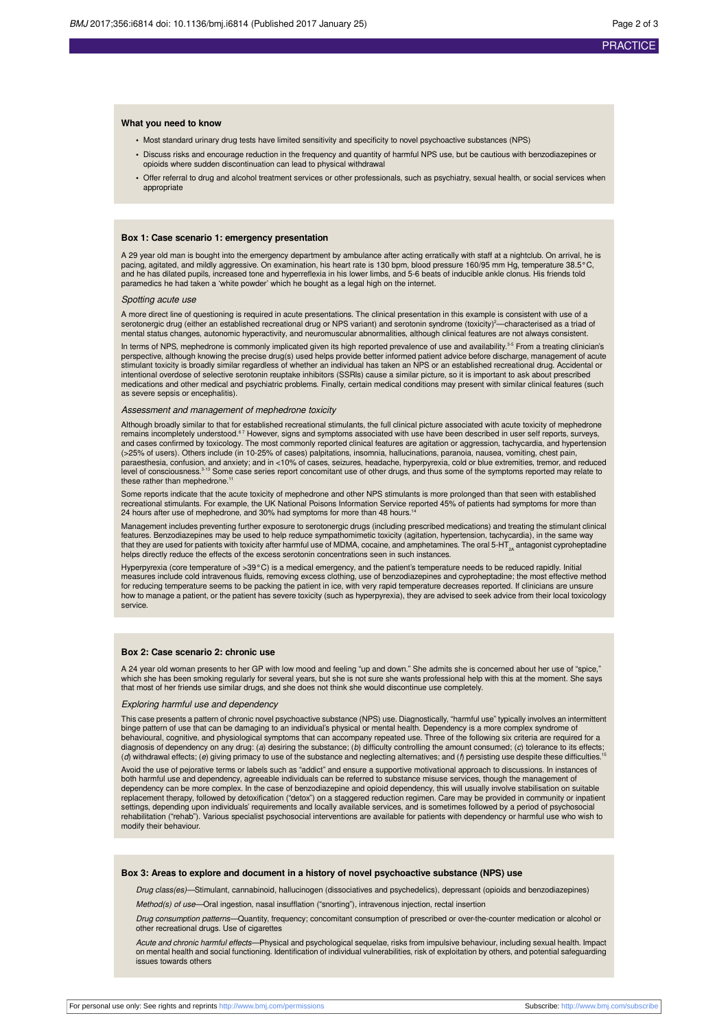### What you need to know

- Most standard urinary drug tests have limited sensitivity and specificity to novel psychoactive substances (NPS)
- Discuss risks and encourage reduction in the frequency and quantity of harmful NPS use, but be cautious with benzodiazepines or opioids where sudden discontinuation can lead to physical withdrawal
- Offer referral to drug and alcohol treatment services or other professionals, such as psychiatry, sexual health, or social services when appropriate

### Box 1: Case scenario 1: emergency presentation

A 29 year old man is bought into the emergency department by ambulance after acting erratically with staff at a nightclub. On arrival, he is pacing, agitated, and mildly aggressive. On examination, his heart rate is 130 bpm, blood pressure 160/95 mm Hg, temperature 38.5°C, and he has dilated pupils, increased tone and hyperreflexia in his lower limbs, and 5-6 beats of inducible ankle clonus. His friends told paramedics he had taken a 'white powder' which he bought as a legal high on the internet.

*Spotting acute use*

A more direct line of questioning is required in acute presentations. The clinical presentation in this example is consistent with use of a serotonergic drug (either an established recreational drug or NPS variant) and serotonin syndrome (toxicity)[2]—characterised as a triad of mental status changes, autonomic hyperactivity, and neuromuscular abnormalities, although clinical features are not always consistent.

In terms of NPS, mephedrone is commonly implicated given its high reported prevalence of use and availability.[3-5] From a treating clinician's perspective, although knowing the precise drug(s) used helps provide better informed patient advice before discharge, management of acute stimulant toxicity is broadly similar regardless of whether an individual has taken an NPS or an established recreational drug. Accidental or intentional overdose of selective serotonin reuptake inhibitors (SSRIs) cause a similar picture, so it is important to ask about prescribed medications and other medical and psychiatric problems. Finally, certain medical conditions may present with similar clinical features (such as severe sepsis or encephalitis).

*Assessment and management of mephedrone toxicity*

Although broadly similar to that for established recreational stimulants, the full clinical picture associated with acute toxicity of mephedrone remains incompletely understood.[6,7] However, signs and symptoms associated with use have been described in user self reports, surveys, and cases confirmed by toxicology. The most commonly reported clinical features are agitation or aggression, tachycardia, and hypertension (>25% of users). Others include (in 10-25% of cases) palpitations, insomnia, hallucinations, paranoia, nausea, vomiting, chest pain, paraesthesia, confusion, and anxiety; and in <10% of cases, seizures, headache, hyperpyrexia, cold or blue extremities, tremor, and reduced level of consciousness.[3-13] Some case series report concomitant use of other drugs, and thus some of the symptoms reported may relate to these rather than mephedrone.[11]

Some reports indicate that the acute toxicity of mephedrone and other NPS stimulants is more prolonged than that seen with established recreational stimulants. For example, the UK National Poisons Information Service reported 45% of patients had symptoms for more than 24 hours after use of mephedrone, and 30% had symptoms for more than 48 hours.[14]

Management includes preventing further exposure to serotonergic drugs (including prescribed medications) and treating the stimulant clinical features. Benzodiazepines may be used to help reduce sympathomimetic toxicity (agitation, hypertension, tachycardia), in the same way that they are used for patients with toxicity after harmful use of MDMA, cocaine, and amphetamines. The oral 5-$HT_{2A}$ antagonist cyproheptadine helps directly reduce the effects of the excess serotonin concentrations seen in such instances.

Hyperpyrexia (core temperature of >39°C) is a medical emergency, and the patient's temperature needs to be reduced rapidly. Initial measures include cold intravenous fluids, removing excess clothing, use of benzodiazepines and cyproheptadine; the most effective method for reducing temperature seems to be packing the patient in ice, with very rapid temperature decreases reported. If clinicians are unsure how to manage a patient, or the patient has severe toxicity (such as hyperpyrexia), they are advised to seek advice from their local toxicology service.

### Box 2: Case scenario 2: chronic use

A 24 year old woman presents to her GP with low mood and feeling "up and down." She admits she is concerned about her use of "spice," which she has been smoking regularly for several years, but she is not sure she wants professional help with this at the moment. She says that most of her friends use similar drugs, and she does not think she would discontinue use completely.

*Exploring harmful use and dependency*

This case presents a pattern of chronic novel psychoactive substance (NPS) use. Diagnostically, "harmful use" typically involves an intermittent binge pattern of use that can be damaging to an individual's physical or mental health. Dependency is a more complex syndrome of behavioural, cognitive, and physiological symptoms that can accompany repeated use. Three of the following six criteria are required for a diagnosis of dependency on any drug: (*a*) desiring the substance; (*b*) difficulty controlling the amount consumed; (*c*) tolerance to its effects; (*d*) withdrawal effects; (*e*) giving primacy to use of the substance and neglecting alternatives; and (*f*) persisting use despite these difficulties.[15]

Avoid the use of pejorative terms or labels such as "addict" and ensure a supportive motivational approach to discussions. In instances of both harmful use and dependency, agreeable individuals can be referred to substance misuse services, though the management of dependency can be more complex. In the case of benzodiazepine and opioid dependency, this will usually involve stabilisation on suitable replacement therapy, followed by detoxification ("detox") on a staggered reduction regimen. Care may be provided in community or inpatient settings, depending upon individuals' requirements and locally available services, and is sometimes followed by a period of psychosocial rehabilitation ("rehab"). Various specialist psychosocial interventions are available for patients with dependency or harmful use who wish to modify their behaviour.

### Box 3: Areas to explore and document in a history of novel psychoactive substance (NPS) use

*Drug class(es)*—Stimulant, cannabinoid, hallucinogen (dissociatives and psychedelics), depressant (opioids and benzodiazepines)

*Method(s) of use*—Oral ingestion, nasal insufflation ("snorting"), intravenous injection, rectal insertion

*Drug consumption patterns*—Quantity, frequency; concomitant consumption of prescribed or over-the-counter medication or alcohol or other recreational drugs. Use of cigarettes

*Acute and chronic harmful effects*—Physical and psychological sequelae, risks from impulsive behaviour, including sexual health. Impact on mental health and social functioning. Identification of individual vulnerabilities, risk of exploitation by others, and potential safeguarding issues towards others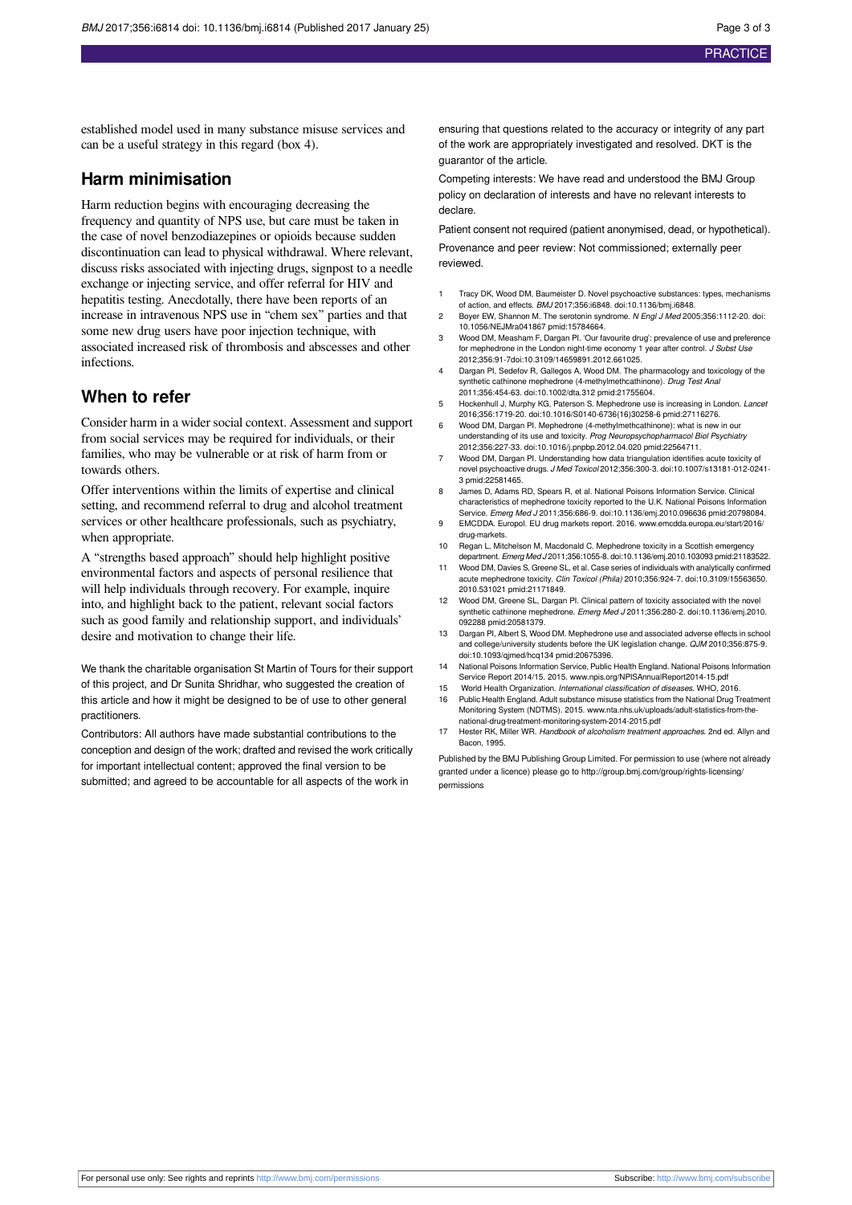established model used in many substance misuse services and can be a useful strategy in this regard (box 4).

## Harm minimisation

Harm reduction begins with encouraging decreasing the frequency and quantity of NPS use, but care must be taken in the case of novel benzodiazepines or opioids because sudden discontinuation can lead to physical withdrawal. Where relevant, discuss risks associated with injecting drugs, signpost to a needle exchange or injecting service, and offer referral for HIV and hepatitis testing. Anecdotally, there have been reports of an increase in intravenous NPS use in "chem sex" parties and that some new drug users have poor injection technique, with associated increased risk of thrombosis and abscesses and other infections.

## When to refer

Consider harm in a wider social context. Assessment and support from social services may be required for individuals, or their families, who may be vulnerable or at risk of harm from or towards others.

Offer interventions within the limits of expertise and clinical setting, and recommend referral to drug and alcohol treatment services or other healthcare professionals, such as psychiatry, when appropriate.

A "strengths based approach" should help highlight positive environmental factors and aspects of personal resilience that will help individuals through recovery. For example, inquire into, and highlight back to the patient, relevant social factors such as good family and relationship support, and individuals' desire and motivation to change their life.

We thank the charitable organisation St Martin of Tours for their support of this project, and Dr Sunita Shridhar, who suggested the creation of this article and how it might be designed to be of use to other general practitioners.

Contributors: All authors have made substantial contributions to the conception and design of the work; drafted and revised the work critically for important intellectual content; approved the final version to be submitted; and agreed to be accountable for all aspects of the work in ensuring that questions related to the accuracy or integrity of any part of the work are appropriately investigated and resolved. DKT is the guarantor of the article.

Competing interests: We have read and understood the BMJ Group policy on declaration of interests and have no relevant interests to declare.

Patient consent not required (patient anonymised, dead, or hypothetical).

Provenance and peer review: Not commissioned; externally peer reviewed.

1. Tracy DK, Wood DM, Baumeister D. Novel psychoactive substances: types, mechanisms of action, and effects. *BMJ* 2017;356:i6848. doi:10.1136/bmj.i6848.
2. Boyer EW, Shannon M. The serotonin syndrome. *N Engl J Med* 2005;356:1112-20. doi:10.1056/NEJMra041867 pmid:15784664.
3. Wood DM, Measham F, Dargan PI. 'Our favourite drug': prevalence of use and preference for mephedrone in the London night-time economy 1 year after control. *J Subst Use* 2012;356:91-7doi:10.3109/14659891.2012.661025.
4. Dargan PI, Sedefov R, Gallegos A, Wood DM. The pharmacology and toxicology of the synthetic cathinone mephedrone (4-methylmethcathinone). *Drug Test Anal* 2011;356:454-63. doi:10.1002/dta.312 pmid:21755604.
5. Hockenhull J, Murphy KG, Paterson S. Mephedrone use is increasing in London. *Lancet* 2016;356:1719-20. doi:10.1016/S0140-6736(16)30258-6 pmid:27116276.
6. Wood DM, Dargan PI. Mephedrone (4-methylmethcathinone): what is new in our understanding of its use and toxicity. *Prog Neuropsychopharmacol Biol Psychiatry* 2012;356:227-33. doi:10.1016/j.pnpbp.2012.04.020 pmid:22564711.
7. Wood DM, Dargan PI. Understanding how data triangulation identifies acute toxicity of novel psychoactive drugs. *J Med Toxicol* 2012;356:300-3. doi:10.1007/s13181-012-0241-3 pmid:22581465.
8. James D, Adams RD, Spears R, et al. National Poisons Information Service. Clinical characteristics of mephedrone toxicity reported to the U.K. National Poisons Information Service. *Emerg Med J* 2011;356:686-9. doi:10.1136/emj.2010.096636 pmid:20798084.
9. EMCDDA. Europol. EU drug markets report. 2016. www.emcdda.europa.eu/start/2016/drug-markets.
10. Regan L, Mitchelson M, Macdonald C. Mephedrone toxicity in a Scottish emergency department. *Emerg Med J* 2011;356:1055-8. doi:10.1136/emj.2010.103093 pmid:21183522.
11. Wood DM, Davies S, Greene SL, et al. Case series of individuals with analytically confirmed acute mephedrone toxicity. *Clin Toxicol (Phila)* 2010;356:924-7. doi:10.3109/15563650.2010.531021 pmid:21171849.
12. Wood DM, Greene SL, Dargan PI. Clinical pattern of toxicity associated with the novel synthetic cathinone mephedrone. *Emerg Med J* 2011;356:280-2. doi:10.1136/emj.2010.092288 pmid:20581379.
13. Dargan PI, Albert S, Wood DM. Mephedrone use and associated adverse effects in school and college/university students before the UK legislation change. *QJM* 2010;356:875-9. doi:10.1093/qjmed/hcq134 pmid:20675396.
14. National Poisons Information Service, Public Health England. National Poisons Information Service Report 2014/15. 2015. www.npis.org/NPISAnnualReport2014-15.pdf
15. World Health Organization. *International classification of diseases*. WHO, 2016.
16. Public Health England. Adult substance misuse statistics from the National Drug Treatment Monitoring System (NDTMS). 2015. www.nta.nhs.uk/uploads/adult-statistics-from-the-national-drug-treatment-monitoring-system-2014-2015.pdf
17. Hester RK, Miller WR. *Handbook of alcoholism treatment approaches*. 2nd ed. Allyn and Bacon, 1995.

Published by the BMJ Publishing Group Limited. For permission to use (where not already granted under a licence) please go to http://group.bmj.com/group/rights-licensing/permissions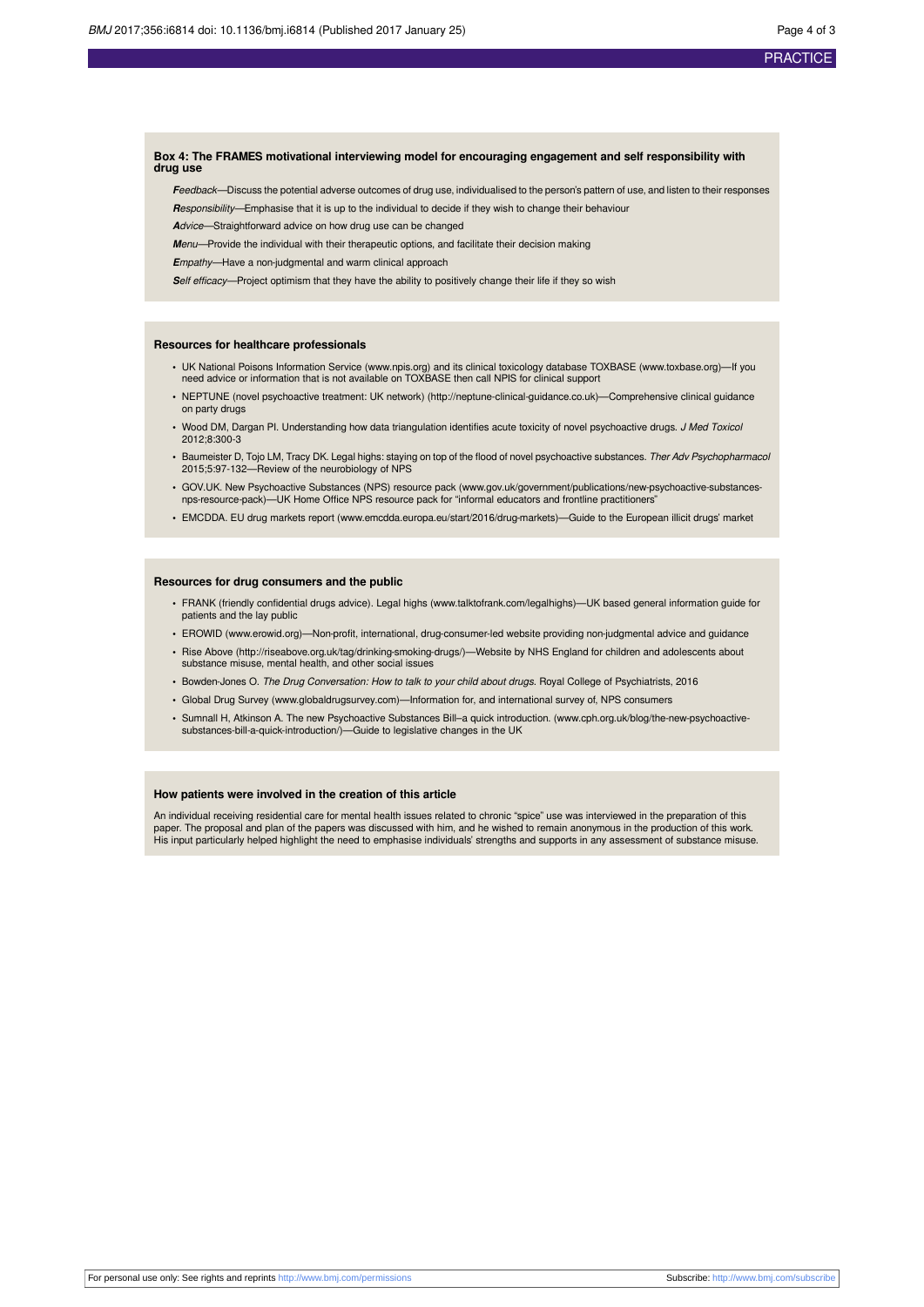### Box 4: The FRAMES motivational interviewing model for encouraging engagement and self responsibility with drug use

***F**eedback*—Discuss the potential adverse outcomes of drug use, individualised to the person's pattern of use, and listen to their responses

***R**esponsibility*—Emphasise that it is up to the individual to decide if they wish to change their behaviour

***A**dvice*—Straightforward advice on how drug use can be changed

***M**enu*—Provide the individual with their therapeutic options, and facilitate their decision making

***E**mpathy*—Have a non-judgmental and warm clinical approach

***S**elf efficacy*—Project optimism that they have the ability to positively change their life if they so wish

### Resources for healthcare professionals

- UK National Poisons Information Service (www.npis.org) and its clinical toxicology database TOXBASE (www.toxbase.org)—If you need advice or information that is not available on TOXBASE then call NPIS for clinical support
- NEPTUNE (novel psychoactive treatment: UK network) (http://neptune-clinical-guidance.co.uk)—Comprehensive clinical guidance on party drugs
- Wood DM, Dargan PI. Understanding how data triangulation identifies acute toxicity of novel psychoactive drugs. *J Med Toxicol* 2012;8:300-3
- Baumeister D, Tojo LM, Tracy DK. Legal highs: staying on top of the flood of novel psychoactive substances. *Ther Adv Psychopharmacol* 2015;5:97-132—Review of the neurobiology of NPS
- GOV.UK. New Psychoactive Substances (NPS) resource pack (www.gov.uk/government/publications/new-psychoactive-substances-nps-resource-pack)—UK Home Office NPS resource pack for "informal educators and frontline practitioners"
- EMCDDA. EU drug markets report (www.emcdda.europa.eu/start/2016/drug-markets)—Guide to the European illicit drugs' market

### Resources for drug consumers and the public

- FRANK (friendly confidential drugs advice). Legal highs (www.talktofrank.com/legalhighs)—UK based general information guide for patients and the lay public
- EROWID (www.erowid.org)—Non-profit, international, drug-consumer-led website providing non-judgmental advice and guidance
- Rise Above (http://riseabove.org.uk/tag/drinking-smoking-drugs/)—Website by NHS England for children and adolescents about substance misuse, mental health, and other social issues
- Bowden-Jones O. *The Drug Conversation: How to talk to your child about drugs*. Royal College of Psychiatrists, 2016
- Global Drug Survey (www.globaldrugsurvey.com)—Information for, and international survey of, NPS consumers
- Sumnall H, Atkinson A. The new Psychoactive Substances Bill–a quick introduction. (www.cph.org.uk/blog/the-new-psychoactive-substances-bill-a-quick-introduction/)—Guide to legislative changes in the UK

### How patients were involved in the creation of this article

An individual receiving residential care for mental health issues related to chronic "spice" use was interviewed in the preparation of this paper. The proposal and plan of the papers was discussed with him, and he wished to remain anonymous in the production of this work. His input particularly helped highlight the need to emphasise individuals' strengths and supports in any assessment of substance misuse.